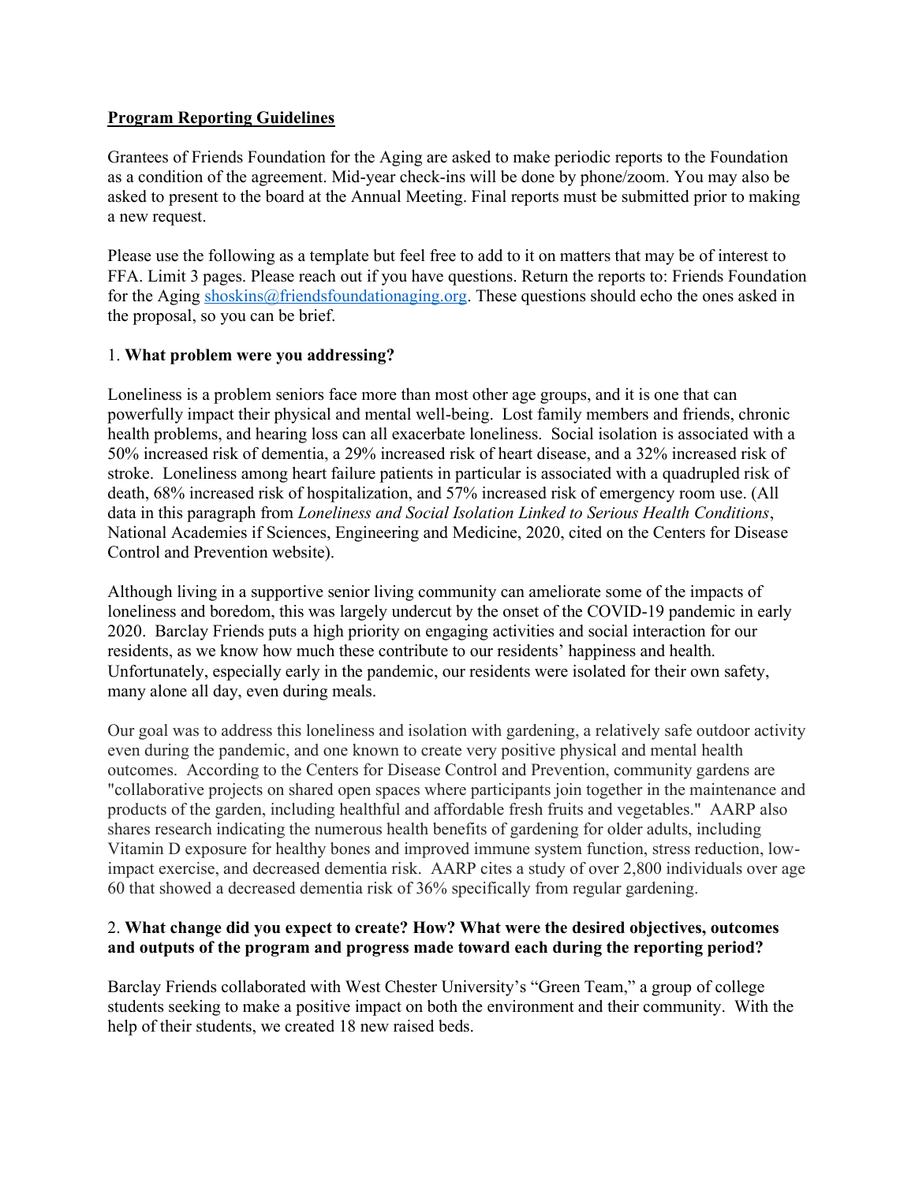**Program Reporting Guidelines**

Grantees of Friends Foundation for the Aging are asked to make periodic reports to the Foundation as a condition of the agreement. Mid-year check-ins will be done by phone/zoom. You may also be asked to present to the board at the Annual Meeting. Final reports must be submitted prior to making a new request.

Please use the following as a template but feel free to add to it on matters that may be of interest to FFA. Limit 3 pages. Please reach out if you have questions. Return the reports to: Friends Foundation for the Aging shoskins@friendsfoundationaging.org. These questions should echo the ones asked in the proposal, so you can be brief.

1. **What problem were you addressing?**

Loneliness is a problem seniors face more than most other age groups, and it is one that can powerfully impact their physical and mental well-being. Lost family members and friends, chronic health problems, and hearing loss can all exacerbate loneliness. Social isolation is associated with a 50% increased risk of dementia, a 29% increased risk of heart disease, and a 32% increased risk of stroke. Loneliness among heart failure patients in particular is associated with a quadrupled risk of death, 68% increased risk of hospitalization, and 57% increased risk of emergency room use. (All data in this paragraph from *Loneliness and Social Isolation Linked to Serious Health Conditions*, National Academies if Sciences, Engineering and Medicine, 2020, cited on the Centers for Disease Control and Prevention website).

Although living in a supportive senior living community can ameliorate some of the impacts of loneliness and boredom, this was largely undercut by the onset of the COVID-19 pandemic in early 2020. Barclay Friends puts a high priority on engaging activities and social interaction for our residents, as we know how much these contribute to our residents' happiness and health. Unfortunately, especially early in the pandemic, our residents were isolated for their own safety, many alone all day, even during meals.

Our goal was to address this loneliness and isolation with gardening, a relatively safe outdoor activity even during the pandemic, and one known to create very positive physical and mental health outcomes. According to the Centers for Disease Control and Prevention, community gardens are "collaborative projects on shared open spaces where participants join together in the maintenance and products of the garden, including healthful and affordable fresh fruits and vegetables." AARP also shares research indicating the numerous health benefits of gardening for older adults, including Vitamin D exposure for healthy bones and improved immune system function, stress reduction, low-impact exercise, and decreased dementia risk. AARP cites a study of over 2,800 individuals over age 60 that showed a decreased dementia risk of 36% specifically from regular gardening.

2. **What change did you expect to create? How? What were the desired objectives, outcomes and outputs of the program and progress made toward each during the reporting period?**

Barclay Friends collaborated with West Chester University's "Green Team," a group of college students seeking to make a positive impact on both the environment and their community. With the help of their students, we created 18 new raised beds.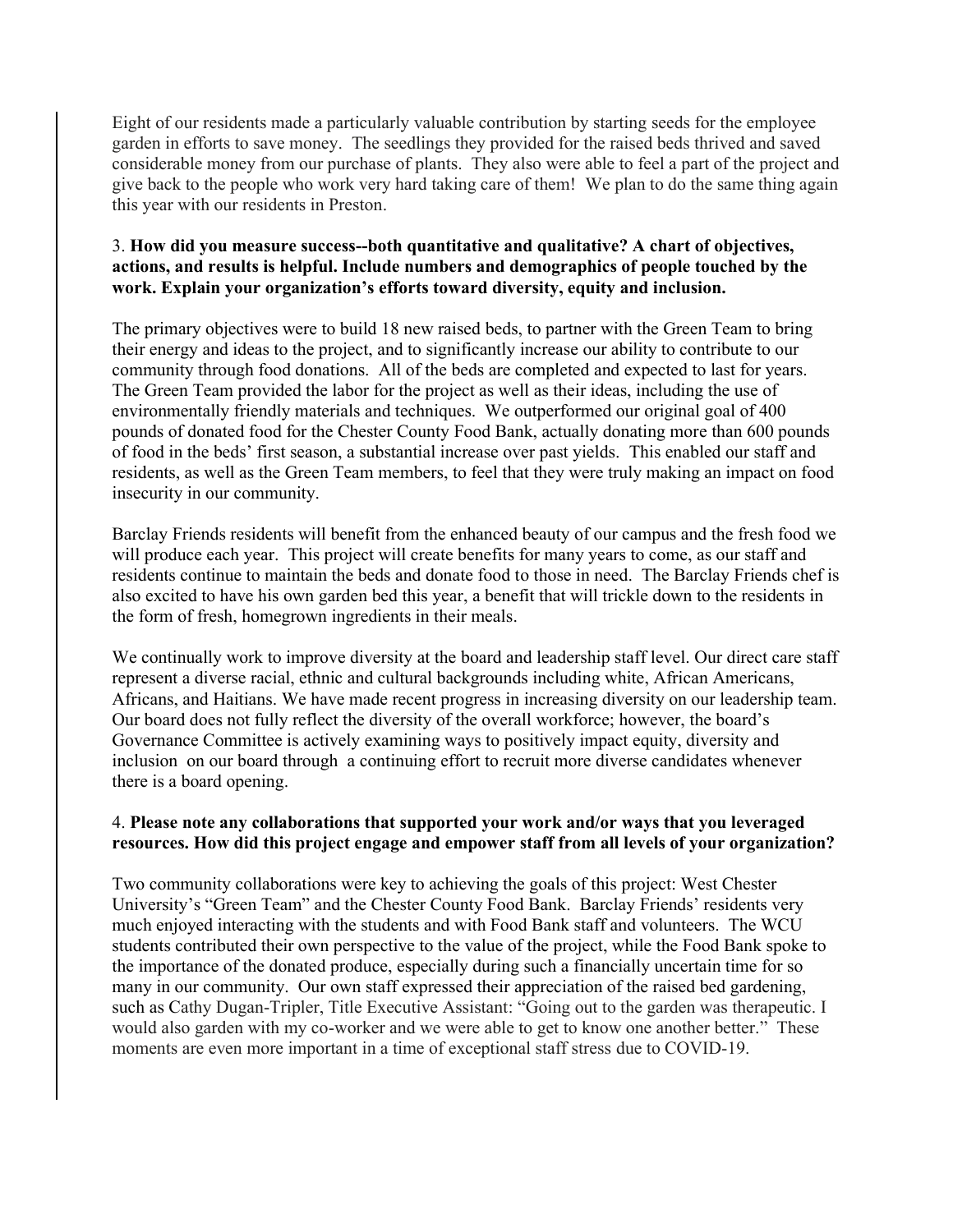Eight of our residents made a particularly valuable contribution by starting seeds for the employee garden in efforts to save money. The seedlings they provided for the raised beds thrived and saved considerable money from our purchase of plants. They also were able to feel a part of the project and give back to the people who work very hard taking care of them! We plan to do the same thing again this year with our residents in Preston.

3. **How did you measure success--both quantitative and qualitative? A chart of objectives, actions, and results is helpful. Include numbers and demographics of people touched by the work. Explain your organization's efforts toward diversity, equity and inclusion.**

The primary objectives were to build 18 new raised beds, to partner with the Green Team to bring their energy and ideas to the project, and to significantly increase our ability to contribute to our community through food donations. All of the beds are completed and expected to last for years. The Green Team provided the labor for the project as well as their ideas, including the use of environmentally friendly materials and techniques. We outperformed our original goal of 400 pounds of donated food for the Chester County Food Bank, actually donating more than 600 pounds of food in the beds' first season, a substantial increase over past yields. This enabled our staff and residents, as well as the Green Team members, to feel that they were truly making an impact on food insecurity in our community.

Barclay Friends residents will benefit from the enhanced beauty of our campus and the fresh food we will produce each year. This project will create benefits for many years to come, as our staff and residents continue to maintain the beds and donate food to those in need. The Barclay Friends chef is also excited to have his own garden bed this year, a benefit that will trickle down to the residents in the form of fresh, homegrown ingredients in their meals.

We continually work to improve diversity at the board and leadership staff level. Our direct care staff represent a diverse racial, ethnic and cultural backgrounds including white, African Americans, Africans, and Haitians. We have made recent progress in increasing diversity on our leadership team. Our board does not fully reflect the diversity of the overall workforce; however, the board's Governance Committee is actively examining ways to positively impact equity, diversity and inclusion on our board through a continuing effort to recruit more diverse candidates whenever there is a board opening.

4. **Please note any collaborations that supported your work and/or ways that you leveraged resources. How did this project engage and empower staff from all levels of your organization?**

Two community collaborations were key to achieving the goals of this project: West Chester University's "Green Team" and the Chester County Food Bank. Barclay Friends' residents very much enjoyed interacting with the students and with Food Bank staff and volunteers. The WCU students contributed their own perspective to the value of the project, while the Food Bank spoke to the importance of the donated produce, especially during such a financially uncertain time for so many in our community. Our own staff expressed their appreciation of the raised bed gardening, such as Cathy Dugan-Tripler, Title Executive Assistant: "Going out to the garden was therapeutic. I would also garden with my co-worker and we were able to get to know one another better." These moments are even more important in a time of exceptional staff stress due to COVID-19.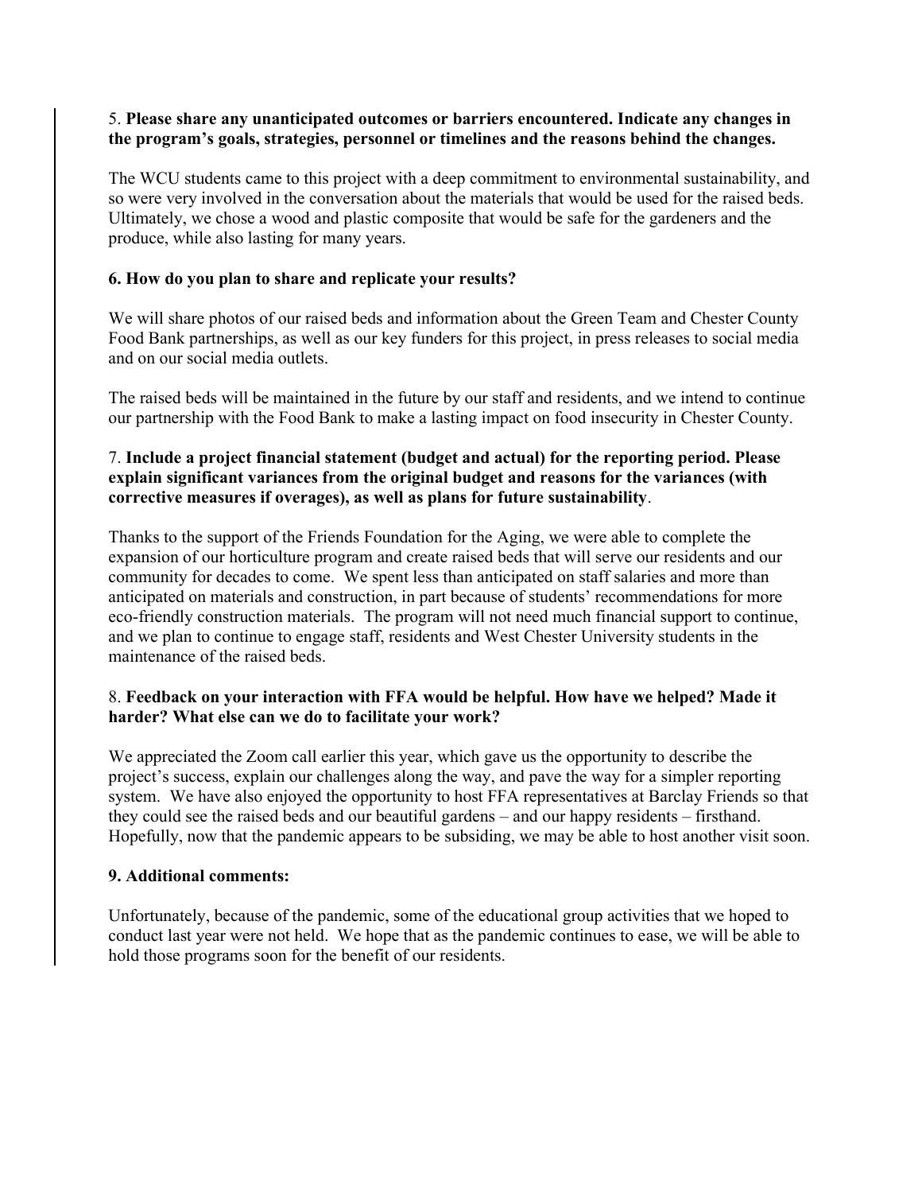5. **Please share any unanticipated outcomes or barriers encountered. Indicate any changes in the program's goals, strategies, personnel or timelines and the reasons behind the changes.**

The WCU students came to this project with a deep commitment to environmental sustainability, and so were very involved in the conversation about the materials that would be used for the raised beds. Ultimately, we chose a wood and plastic composite that would be safe for the gardeners and the produce, while also lasting for many years.

**6. How do you plan to share and replicate your results?**

We will share photos of our raised beds and information about the Green Team and Chester County Food Bank partnerships, as well as our key funders for this project, in press releases to social media and on our social media outlets.

The raised beds will be maintained in the future by our staff and residents, and we intend to continue our partnership with the Food Bank to make a lasting impact on food insecurity in Chester County.

7. **Include a project financial statement (budget and actual) for the reporting period. Please explain significant variances from the original budget and reasons for the variances (with corrective measures if overages), as well as plans for future sustainability**.

Thanks to the support of the Friends Foundation for the Aging, we were able to complete the expansion of our horticulture program and create raised beds that will serve our residents and our community for decades to come. We spent less than anticipated on staff salaries and more than anticipated on materials and construction, in part because of students' recommendations for more eco-friendly construction materials. The program will not need much financial support to continue, and we plan to continue to engage staff, residents and West Chester University students in the maintenance of the raised beds.

8. **Feedback on your interaction with FFA would be helpful. How have we helped? Made it harder? What else can we do to facilitate your work?**

We appreciated the Zoom call earlier this year, which gave us the opportunity to describe the project's success, explain our challenges along the way, and pave the way for a simpler reporting system. We have also enjoyed the opportunity to host FFA representatives at Barclay Friends so that they could see the raised beds and our beautiful gardens – and our happy residents – firsthand. Hopefully, now that the pandemic appears to be subsiding, we may be able to host another visit soon.

**9. Additional comments:**

Unfortunately, because of the pandemic, some of the educational group activities that we hoped to conduct last year were not held. We hope that as the pandemic continues to ease, we will be able to hold those programs soon for the benefit of our residents.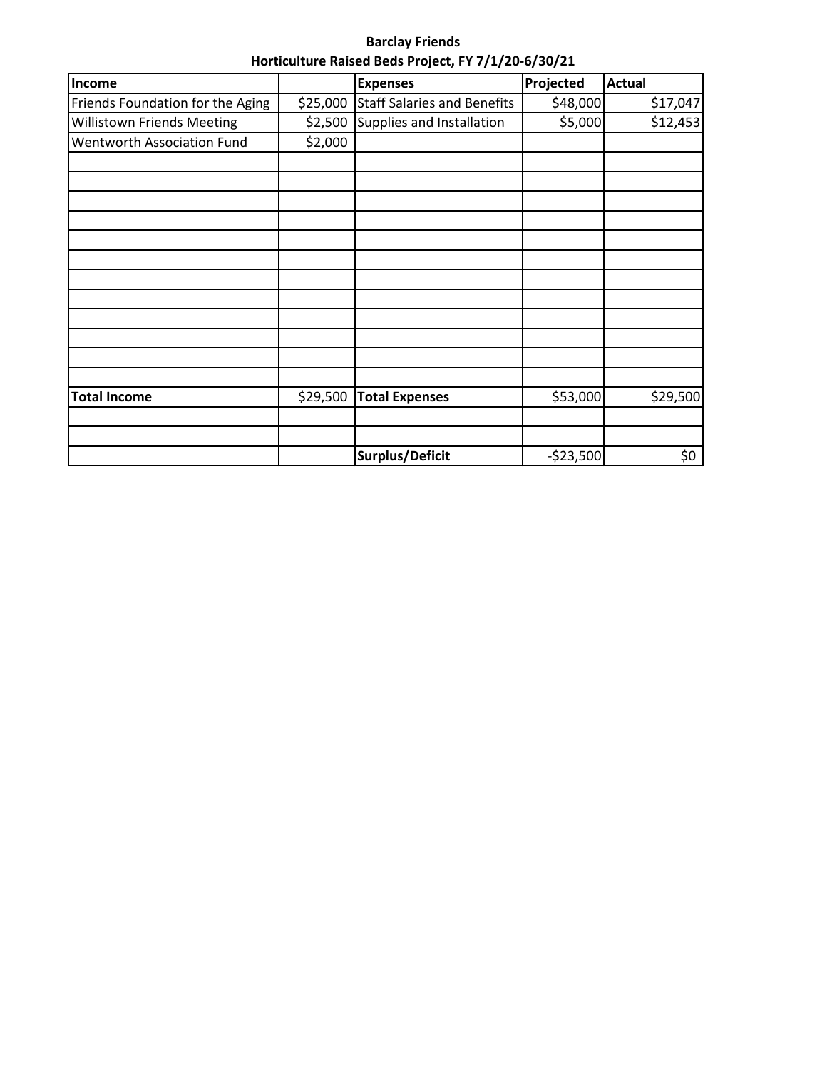**Barclay Friends**

**Horticulture Raised Beds Project, FY 7/1/20-6/30/21**

| Income | | Expenses | Projected | Actual |
|---|---|---|---|---|
| Friends Foundation for the Aging | $25,000 | Staff Salaries and Benefits | $48,000 | $17,047 |
| Willistown Friends Meeting | $2,500 | Supplies and Installation | $5,000 | $12,453 |
| Wentworth Association Fund | $2,000 | | | |
| | | | | |
| | | | | |
| | | | | |
| | | | | |
| | | | | |
| | | | | |
| | | | | |
| | | | | |
| | | | | |
| | | | | |
| | | | | |
| | | | | |
| **Total Income** | $29,500 | **Total Expenses** | $53,000 | $29,500 |
| | | | | |
| | | | | |
| | | **Surplus/Deficit** | -$23,500 | $0 |